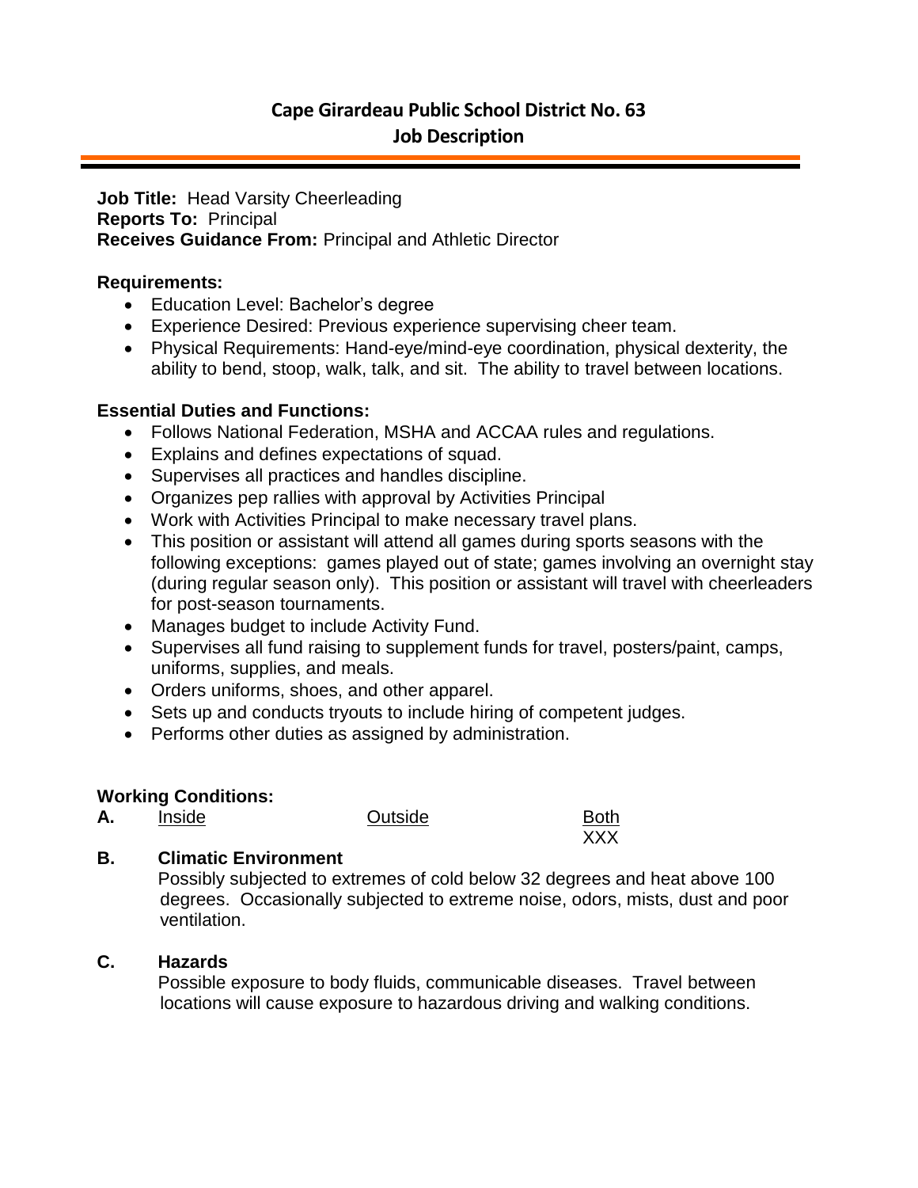# Cape Girardeau Public School District No. 63
## Job Description

**Job Title:** Head Varsity Cheerleading
**Reports To:** Principal
**Receives Guidance From:** Principal and Athletic Director

**Requirements:**

- Education Level: Bachelor's degree
- Experience Desired: Previous experience supervising cheer team.
- Physical Requirements: Hand-eye/mind-eye coordination, physical dexterity, the ability to bend, stoop, walk, talk, and sit. The ability to travel between locations.

**Essential Duties and Functions:**

- Follows National Federation, MSHA and ACCAA rules and regulations.
- Explains and defines expectations of squad.
- Supervises all practices and handles discipline.
- Organizes pep rallies with approval by Activities Principal
- Work with Activities Principal to make necessary travel plans.
- This position or assistant will attend all games during sports seasons with the following exceptions: games played out of state; games involving an overnight stay (during regular season only). This position or assistant will travel with cheerleaders for post-season tournaments.
- Manages budget to include Activity Fund.
- Supervises all fund raising to supplement funds for travel, posters/paint, camps, uniforms, supplies, and meals.
- Orders uniforms, shoes, and other apparel.
- Sets up and conducts tryouts to include hiring of competent judges.
- Performs other duties as assigned by administration.

**Working Conditions:**

| **A.** | Inside | Outside | Both |
|---|---|---|---|
| | | | XXX |

**B. Climatic Environment**

Possibly subjected to extremes of cold below 32 degrees and heat above 100 degrees. Occasionally subjected to extreme noise, odors, mists, dust and poor ventilation.

**C. Hazards**

Possible exposure to body fluids, communicable diseases. Travel between locations will cause exposure to hazardous driving and walking conditions.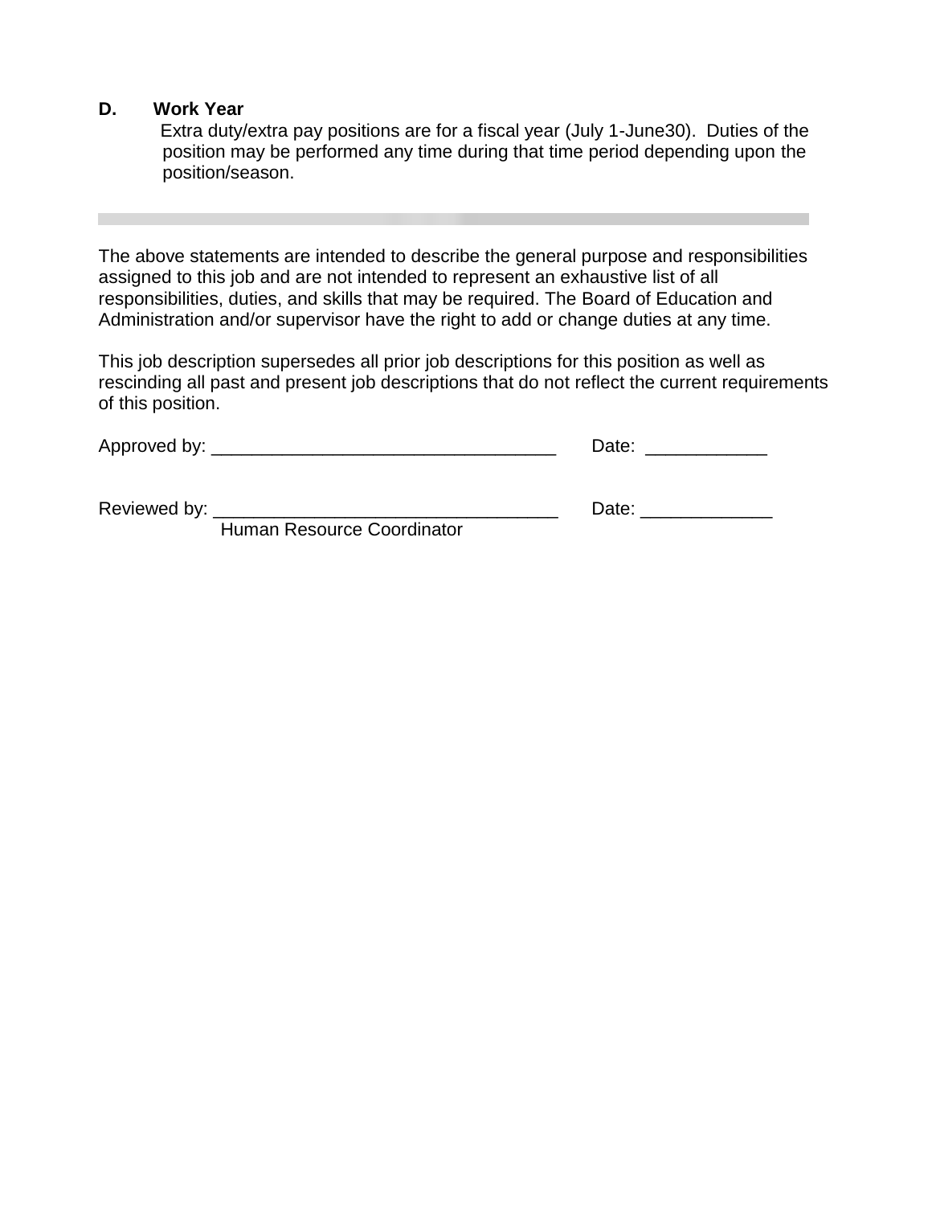**D. Work Year**

Extra duty/extra pay positions are for a fiscal year (July 1-June30). Duties of the position may be performed any time during that time period depending upon the position/season.

---

The above statements are intended to describe the general purpose and responsibilities assigned to this job and are not intended to represent an exhaustive list of all responsibilities, duties, and skills that may be required. The Board of Education and Administration and/or supervisor have the right to add or change duties at any time.

This job description supersedes all prior job descriptions for this position as well as rescinding all past and present job descriptions that do not reflect the current requirements of this position.

Approved by: ___________________________________ Date: ____________

Reviewed by: __________________________________ Date: _____________
Human Resource Coordinator